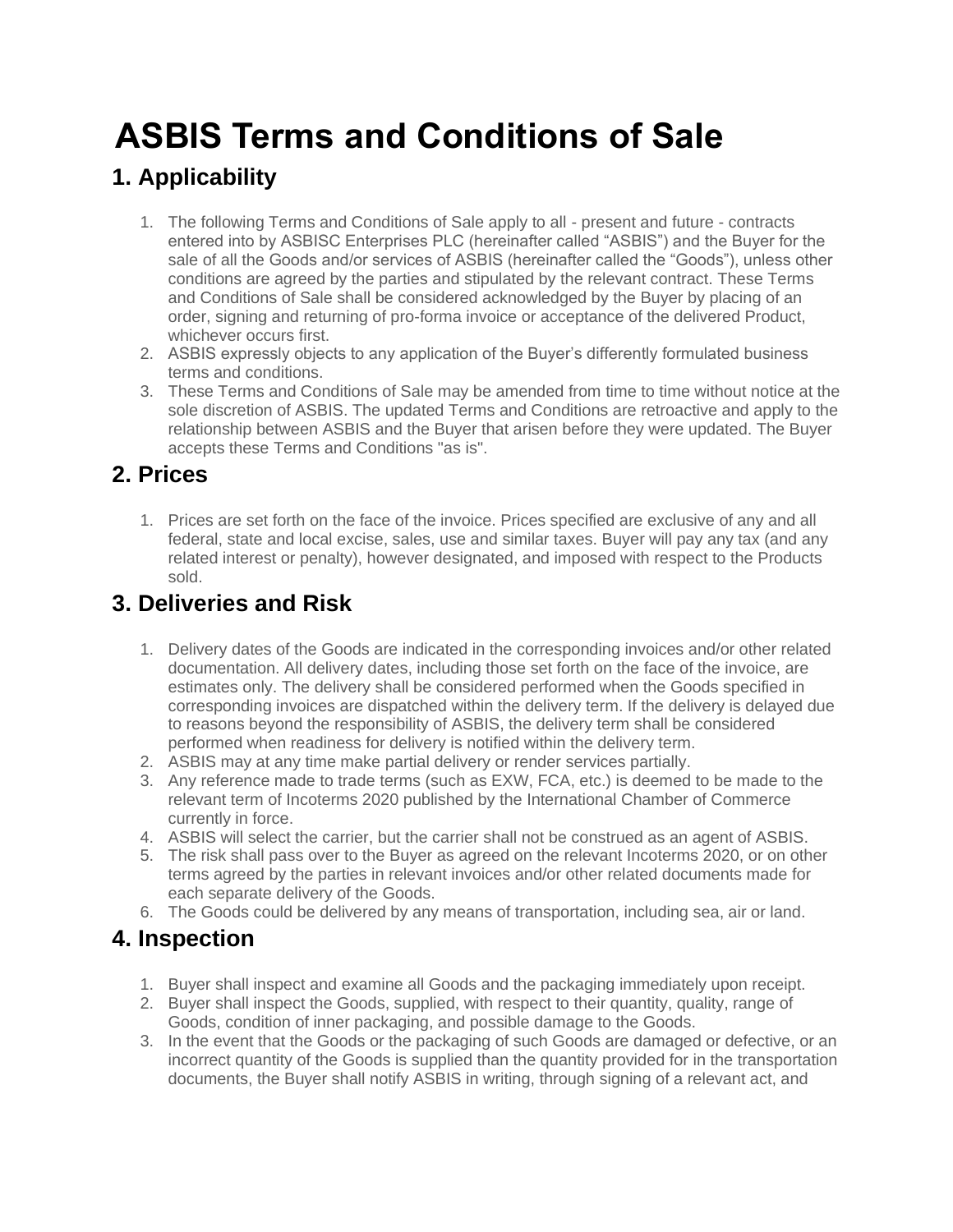# ASBIS Terms and Conditions of Sale

## 1. Applicability

1. The following Terms and Conditions of Sale apply to all - present and future - contracts entered into by ASBISC Enterprises PLC (hereinafter called "ASBIS") and the Buyer for the sale of all the Goods and/or services of ASBIS (hereinafter called the "Goods"), unless other conditions are agreed by the parties and stipulated by the relevant contract. These Terms and Conditions of Sale shall be considered acknowledged by the Buyer by placing of an order, signing and returning of pro-forma invoice or acceptance of the delivered Product, whichever occurs first.
2. ASBIS expressly objects to any application of the Buyer's differently formulated business terms and conditions.
3. These Terms and Conditions of Sale may be amended from time to time without notice at the sole discretion of ASBIS. The updated Terms and Conditions are retroactive and apply to the relationship between ASBIS and the Buyer that arisen before they were updated. The Buyer accepts these Terms and Conditions "as is".

## 2. Prices

1. Prices are set forth on the face of the invoice. Prices specified are exclusive of any and all federal, state and local excise, sales, use and similar taxes. Buyer will pay any tax (and any related interest or penalty), however designated, and imposed with respect to the Products sold.

## 3. Deliveries and Risk

1. Delivery dates of the Goods are indicated in the corresponding invoices and/or other related documentation. All delivery dates, including those set forth on the face of the invoice, are estimates only. The delivery shall be considered performed when the Goods specified in corresponding invoices are dispatched within the delivery term. If the delivery is delayed due to reasons beyond the responsibility of ASBIS, the delivery term shall be considered performed when readiness for delivery is notified within the delivery term.
2. ASBIS may at any time make partial delivery or render services partially.
3. Any reference made to trade terms (such as EXW, FCA, etc.) is deemed to be made to the relevant term of Incoterms 2020 published by the International Chamber of Commerce currently in force.
4. ASBIS will select the carrier, but the carrier shall not be construed as an agent of ASBIS.
5. The risk shall pass over to the Buyer as agreed on the relevant Incoterms 2020, or on other terms agreed by the parties in relevant invoices and/or other related documents made for each separate delivery of the Goods.
6. The Goods could be delivered by any means of transportation, including sea, air or land.

## 4. Inspection

1. Buyer shall inspect and examine all Goods and the packaging immediately upon receipt.
2. Buyer shall inspect the Goods, supplied, with respect to their quantity, quality, range of Goods, condition of inner packaging, and possible damage to the Goods.
3. In the event that the Goods or the packaging of such Goods are damaged or defective, or an incorrect quantity of the Goods is supplied than the quantity provided for in the transportation documents, the Buyer shall notify ASBIS in writing, through signing of a relevant act, and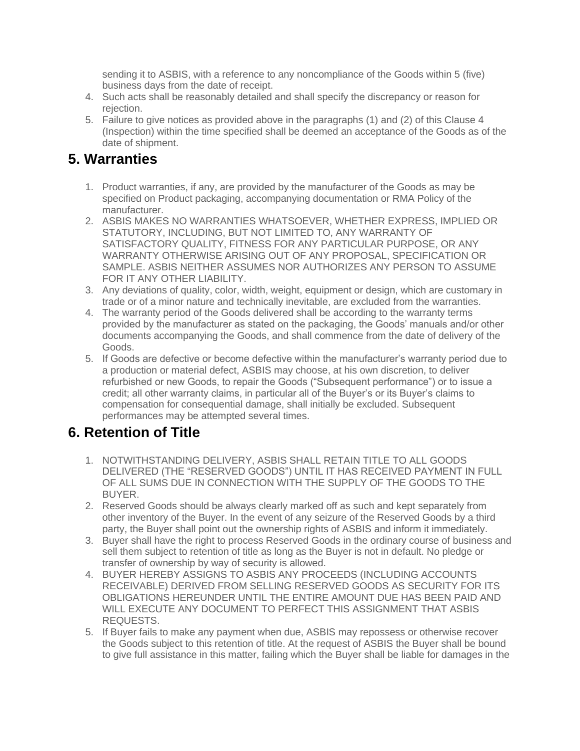sending it to ASBIS, with a reference to any noncompliance of the Goods within 5 (five) business days from the date of receipt.

4. Such acts shall be reasonably detailed and shall specify the discrepancy or reason for rejection.
5. Failure to give notices as provided above in the paragraphs (1) and (2) of this Clause 4 (Inspection) within the time specified shall be deemed an acceptance of the Goods as of the date of shipment.

## 5. Warranties

1. Product warranties, if any, are provided by the manufacturer of the Goods as may be specified on Product packaging, accompanying documentation or RMA Policy of the manufacturer.
2. ASBIS MAKES NO WARRANTIES WHATSOEVER, WHETHER EXPRESS, IMPLIED OR STATUTORY, INCLUDING, BUT NOT LIMITED TO, ANY WARRANTY OF SATISFACTORY QUALITY, FITNESS FOR ANY PARTICULAR PURPOSE, OR ANY WARRANTY OTHERWISE ARISING OUT OF ANY PROPOSAL, SPECIFICATION OR SAMPLE. ASBIS NEITHER ASSUMES NOR AUTHORIZES ANY PERSON TO ASSUME FOR IT ANY OTHER LIABILITY.
3. Any deviations of quality, color, width, weight, equipment or design, which are customary in trade or of a minor nature and technically inevitable, are excluded from the warranties.
4. The warranty period of the Goods delivered shall be according to the warranty terms provided by the manufacturer as stated on the packaging, the Goods' manuals and/or other documents accompanying the Goods, and shall commence from the date of delivery of the Goods.
5. If Goods are defective or become defective within the manufacturer's warranty period due to a production or material defect, ASBIS may choose, at his own discretion, to deliver refurbished or new Goods, to repair the Goods ("Subsequent performance") or to issue a credit; all other warranty claims, in particular all of the Buyer's or its Buyer's claims to compensation for consequential damage, shall initially be excluded. Subsequent performances may be attempted several times.

## 6. Retention of Title

1. NOTWITHSTANDING DELIVERY, ASBIS SHALL RETAIN TITLE TO ALL GOODS DELIVERED (THE "RESERVED GOODS") UNTIL IT HAS RECEIVED PAYMENT IN FULL OF ALL SUMS DUE IN CONNECTION WITH THE SUPPLY OF THE GOODS TO THE BUYER.
2. Reserved Goods should be always clearly marked off as such and kept separately from other inventory of the Buyer. In the event of any seizure of the Reserved Goods by a third party, the Buyer shall point out the ownership rights of ASBIS and inform it immediately.
3. Buyer shall have the right to process Reserved Goods in the ordinary course of business and sell them subject to retention of title as long as the Buyer is not in default. No pledge or transfer of ownership by way of security is allowed.
4. BUYER HEREBY ASSIGNS TO ASBIS ANY PROCEEDS (INCLUDING ACCOUNTS RECEIVABLE) DERIVED FROM SELLING RESERVED GOODS AS SECURITY FOR ITS OBLIGATIONS HEREUNDER UNTIL THE ENTIRE AMOUNT DUE HAS BEEN PAID AND WILL EXECUTE ANY DOCUMENT TO PERFECT THIS ASSIGNMENT THAT ASBIS REQUESTS.
5. If Buyer fails to make any payment when due, ASBIS may repossess or otherwise recover the Goods subject to this retention of title. At the request of ASBIS the Buyer shall be bound to give full assistance in this matter, failing which the Buyer shall be liable for damages in the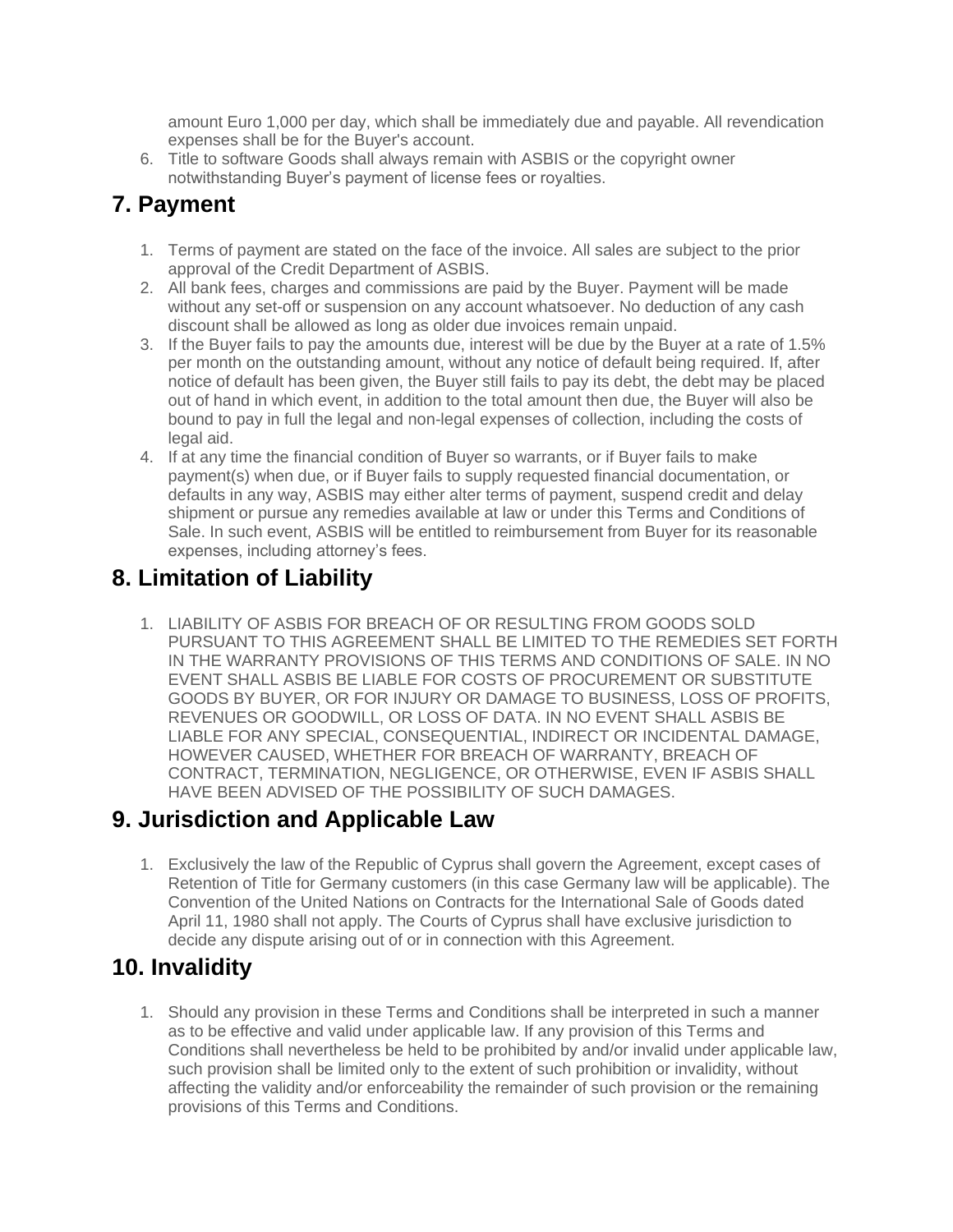amount Euro 1,000 per day, which shall be immediately due and payable. All revendication expenses shall be for the Buyer's account.

6. Title to software Goods shall always remain with ASBIS or the copyright owner notwithstanding Buyer's payment of license fees or royalties.

## 7. Payment

1. Terms of payment are stated on the face of the invoice. All sales are subject to the prior approval of the Credit Department of ASBIS.
2. All bank fees, charges and commissions are paid by the Buyer. Payment will be made without any set-off or suspension on any account whatsoever. No deduction of any cash discount shall be allowed as long as older due invoices remain unpaid.
3. If the Buyer fails to pay the amounts due, interest will be due by the Buyer at a rate of 1.5% per month on the outstanding amount, without any notice of default being required. If, after notice of default has been given, the Buyer still fails to pay its debt, the debt may be placed out of hand in which event, in addition to the total amount then due, the Buyer will also be bound to pay in full the legal and non-legal expenses of collection, including the costs of legal aid.
4. If at any time the financial condition of Buyer so warrants, or if Buyer fails to make payment(s) when due, or if Buyer fails to supply requested financial documentation, or defaults in any way, ASBIS may either alter terms of payment, suspend credit and delay shipment or pursue any remedies available at law or under this Terms and Conditions of Sale. In such event, ASBIS will be entitled to reimbursement from Buyer for its reasonable expenses, including attorney's fees.

## 8. Limitation of Liability

1. LIABILITY OF ASBIS FOR BREACH OF OR RESULTING FROM GOODS SOLD PURSUANT TO THIS AGREEMENT SHALL BE LIMITED TO THE REMEDIES SET FORTH IN THE WARRANTY PROVISIONS OF THIS TERMS AND CONDITIONS OF SALE. IN NO EVENT SHALL ASBIS BE LIABLE FOR COSTS OF PROCUREMENT OR SUBSTITUTE GOODS BY BUYER, OR FOR INJURY OR DAMAGE TO BUSINESS, LOSS OF PROFITS, REVENUES OR GOODWILL, OR LOSS OF DATA. IN NO EVENT SHALL ASBIS BE LIABLE FOR ANY SPECIAL, CONSEQUENTIAL, INDIRECT OR INCIDENTAL DAMAGE, HOWEVER CAUSED, WHETHER FOR BREACH OF WARRANTY, BREACH OF CONTRACT, TERMINATION, NEGLIGENCE, OR OTHERWISE, EVEN IF ASBIS SHALL HAVE BEEN ADVISED OF THE POSSIBILITY OF SUCH DAMAGES.

## 9. Jurisdiction and Applicable Law

1. Exclusively the law of the Republic of Cyprus shall govern the Agreement, except cases of Retention of Title for Germany customers (in this case Germany law will be applicable). The Convention of the United Nations on Contracts for the International Sale of Goods dated April 11, 1980 shall not apply. The Courts of Cyprus shall have exclusive jurisdiction to decide any dispute arising out of or in connection with this Agreement.

## 10. Invalidity

1. Should any provision in these Terms and Conditions shall be interpreted in such a manner as to be effective and valid under applicable law. If any provision of this Terms and Conditions shall nevertheless be held to be prohibited by and/or invalid under applicable law, such provision shall be limited only to the extent of such prohibition or invalidity, without affecting the validity and/or enforceability the remainder of such provision or the remaining provisions of this Terms and Conditions.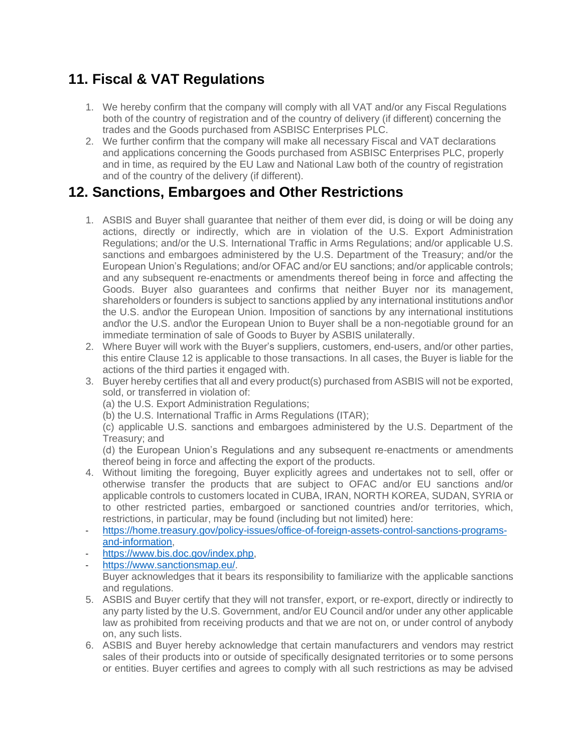## 11. Fiscal & VAT Regulations

1. We hereby confirm that the company will comply with all VAT and/or any Fiscal Regulations both of the country of registration and of the country of delivery (if different) concerning the trades and the Goods purchased from ASBISC Enterprises PLC.
2. We further confirm that the company will make all necessary Fiscal and VAT declarations and applications concerning the Goods purchased from ASBISC Enterprises PLC, properly and in time, as required by the EU Law and National Law both of the country of registration and of the country of the delivery (if different).

## 12. Sanctions, Embargoes and Other Restrictions

1. ASBIS and Buyer shall guarantee that neither of them ever did, is doing or will be doing any actions, directly or indirectly, which are in violation of the U.S. Export Administration Regulations; and/or the U.S. International Traffic in Arms Regulations; and/or applicable U.S. sanctions and embargoes administered by the U.S. Department of the Treasury; and/or the European Union's Regulations; and/or OFAC and/or EU sanctions; and/or applicable controls; and any subsequent re-enactments or amendments thereof being in force and affecting the Goods. Buyer also guarantees and confirms that neither Buyer nor its management, shareholders or founders is subject to sanctions applied by any international institutions and\or the U.S. and\or the European Union. Imposition of sanctions by any international institutions and\or the U.S. and\or the European Union to Buyer shall be a non-negotiable ground for an immediate termination of sale of Goods to Buyer by ASBIS unilaterally.
2. Where Buyer will work with the Buyer's suppliers, customers, end-users, and/or other parties, this entire Clause 12 is applicable to those transactions. In all cases, the Buyer is liable for the actions of the third parties it engaged with.
3. Buyer hereby certifies that all and every product(s) purchased from ASBIS will not be exported, sold, or transferred in violation of:
   (a) the U.S. Export Administration Regulations;
   (b) the U.S. International Traffic in Arms Regulations (ITAR);
   (c) applicable U.S. sanctions and embargoes administered by the U.S. Department of the Treasury; and
   (d) the European Union's Regulations and any subsequent re-enactments or amendments thereof being in force and affecting the export of the products.
4. Without limiting the foregoing, Buyer explicitly agrees and undertakes not to sell, offer or otherwise transfer the products that are subject to OFAC and/or EU sanctions and/or applicable controls to customers located in CUBA, IRAN, NORTH KOREA, SUDAN, SYRIA or to other restricted parties, embargoed or sanctioned countries and/or territories, which, restrictions, in particular, may be found (including but not limited) here:
   - [https://home.treasury.gov/policy-issues/office-of-foreign-assets-control-sanctions-programs-and-information](https://home.treasury.gov/policy-issues/office-of-foreign-assets-control-sanctions-programs-and-information),
   - [https://www.bis.doc.gov/index.php](https://www.bis.doc.gov/index.php),
   - [https://www.sanctionsmap.eu/](https://www.sanctionsmap.eu/).

   Buyer acknowledges that it bears its responsibility to familiarize with the applicable sanctions and regulations.
5. ASBIS and Buyer certify that they will not transfer, export, or re-export, directly or indirectly to any party listed by the U.S. Government, and/or EU Council and/or under any other applicable law as prohibited from receiving products and that we are not on, or under control of anybody on, any such lists.
6. ASBIS and Buyer hereby acknowledge that certain manufacturers and vendors may restrict sales of their products into or outside of specifically designated territories or to some persons or entities. Buyer certifies and agrees to comply with all such restrictions as may be advised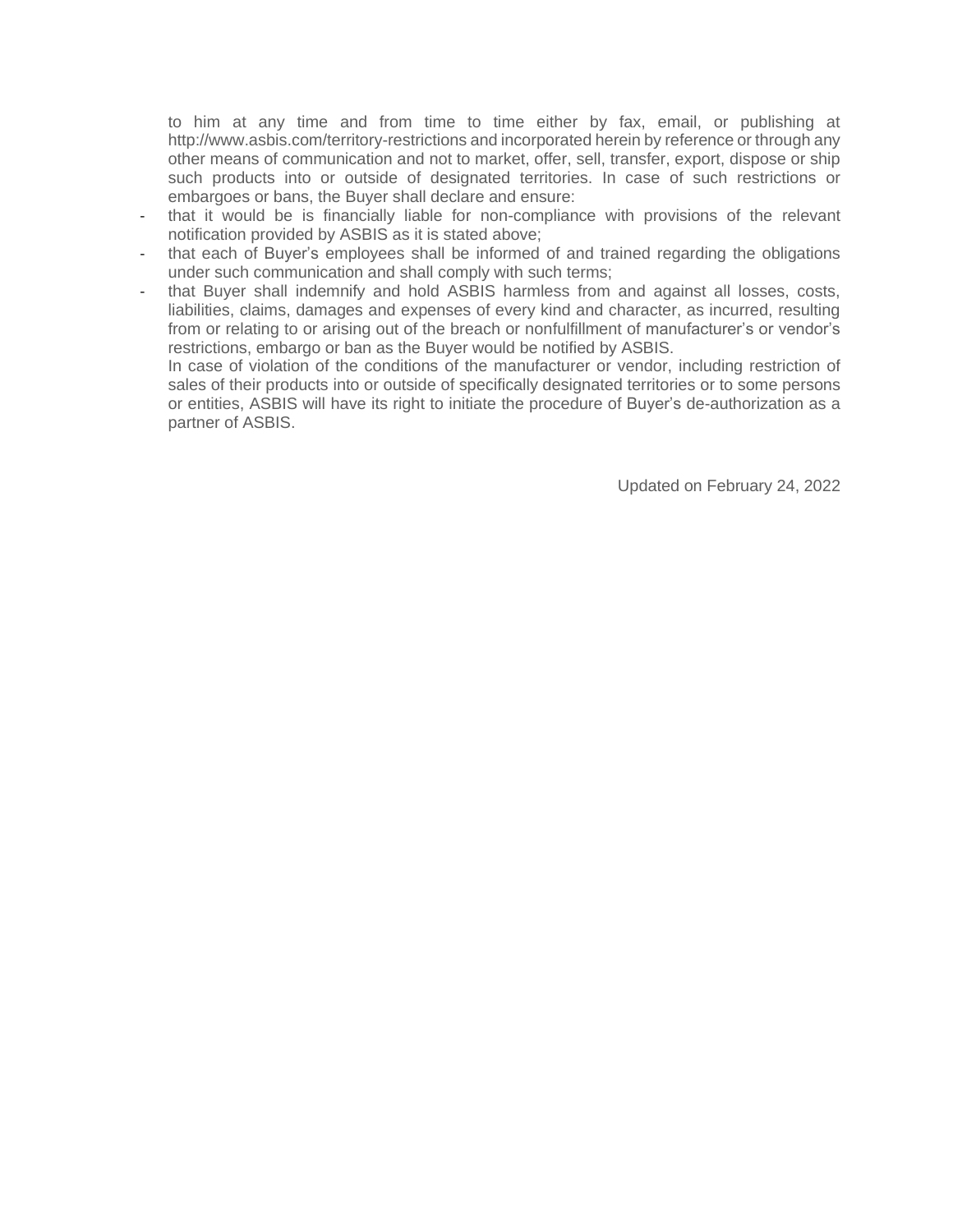to him at any time and from time to time either by fax, email, or publishing at http://www.asbis.com/territory-restrictions and incorporated herein by reference or through any other means of communication and not to market, offer, sell, transfer, export, dispose or ship such products into or outside of designated territories. In case of such restrictions or embargoes or bans, the Buyer shall declare and ensure:

- that it would be is financially liable for non-compliance with provisions of the relevant notification provided by ASBIS as it is stated above;
- that each of Buyer's employees shall be informed of and trained regarding the obligations under such communication and shall comply with such terms;
- that Buyer shall indemnify and hold ASBIS harmless from and against all losses, costs, liabilities, claims, damages and expenses of every kind and character, as incurred, resulting from or relating to or arising out of the breach or nonfulfillment of manufacturer's or vendor's restrictions, embargo or ban as the Buyer would be notified by ASBIS.

In case of violation of the conditions of the manufacturer or vendor, including restriction of sales of their products into or outside of specifically designated territories or to some persons or entities, ASBIS will have its right to initiate the procedure of Buyer's de-authorization as a partner of ASBIS.

Updated on February 24, 2022